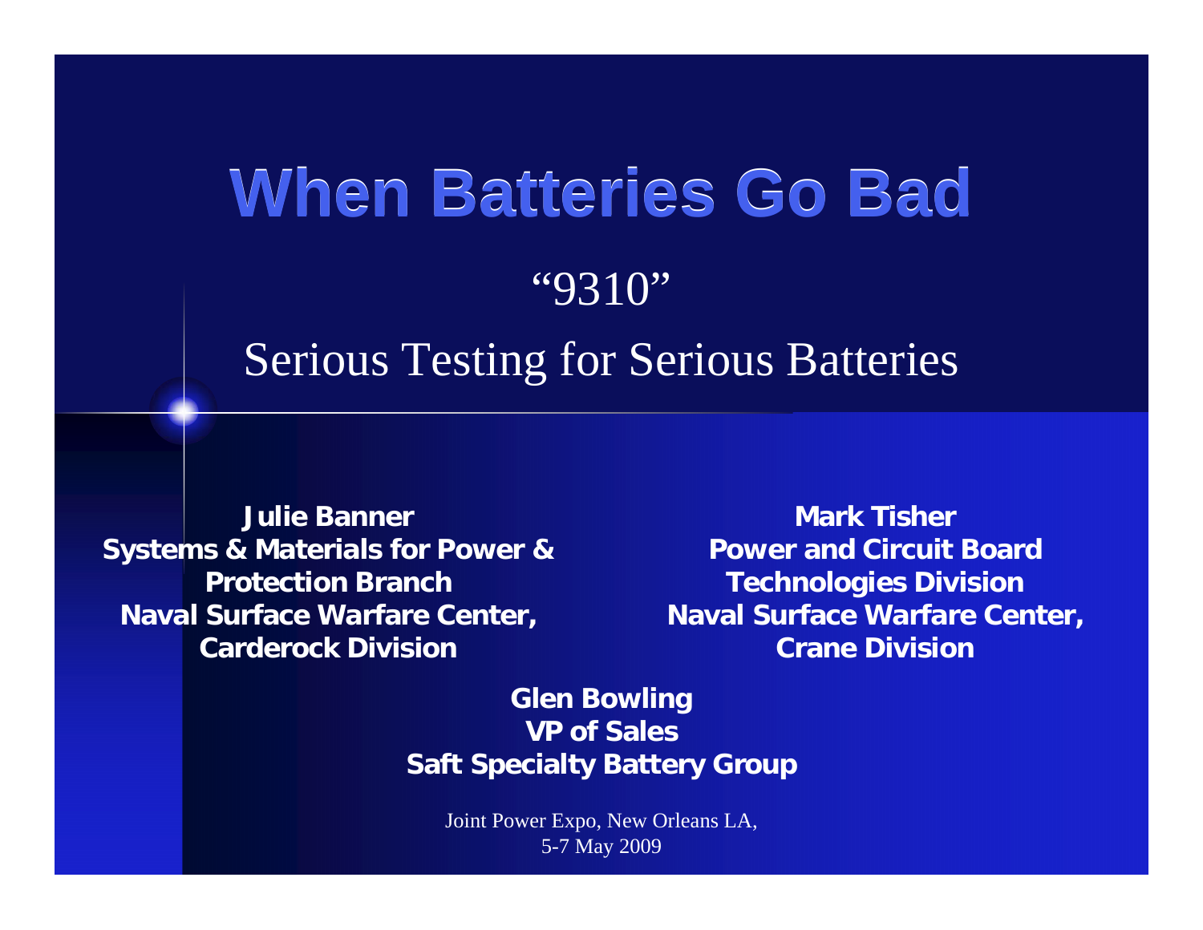# When Batteries Go Bad

"9310"

Serious Testing for Serious Batteries

**Julie Banner**
**Systems & Materials for Power & Protection Branch**
**Naval Surface Warfare Center, Carderock Division**

**Mark Tisher**
**Power and Circuit Board Technologies Division**
**Naval Surface Warfare Center, Crane Division**

**Glen Bowling**
**VP of Sales**
**Saft Specialty Battery Group**

Joint Power Expo, New Orleans LA,
5-7 May 2009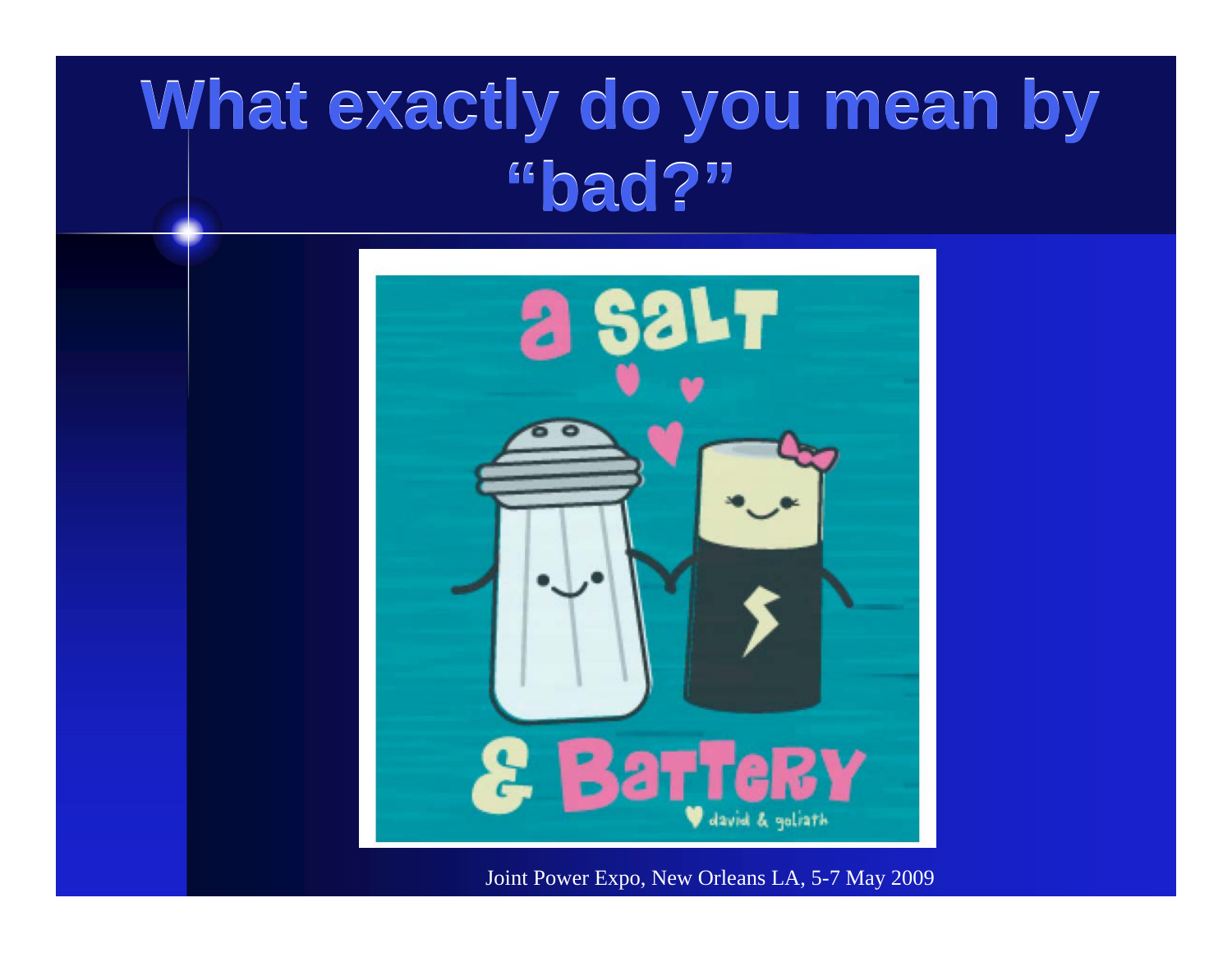# What exactly do you mean by "bad?"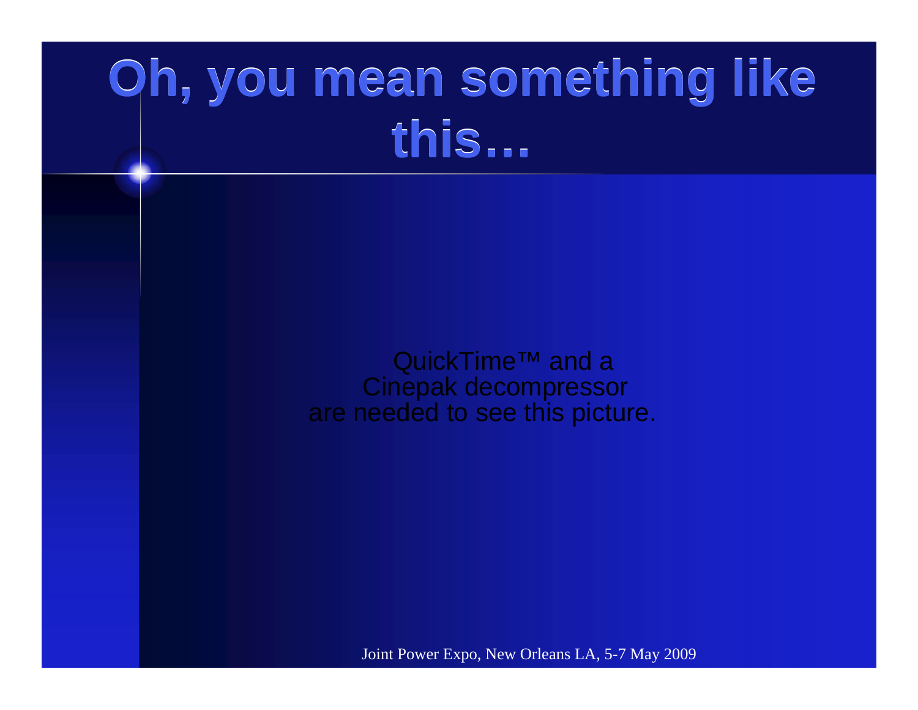# Oh, you mean something like this…

QuickTime™ and a
Cinepak decompressor
are needed to see this picture.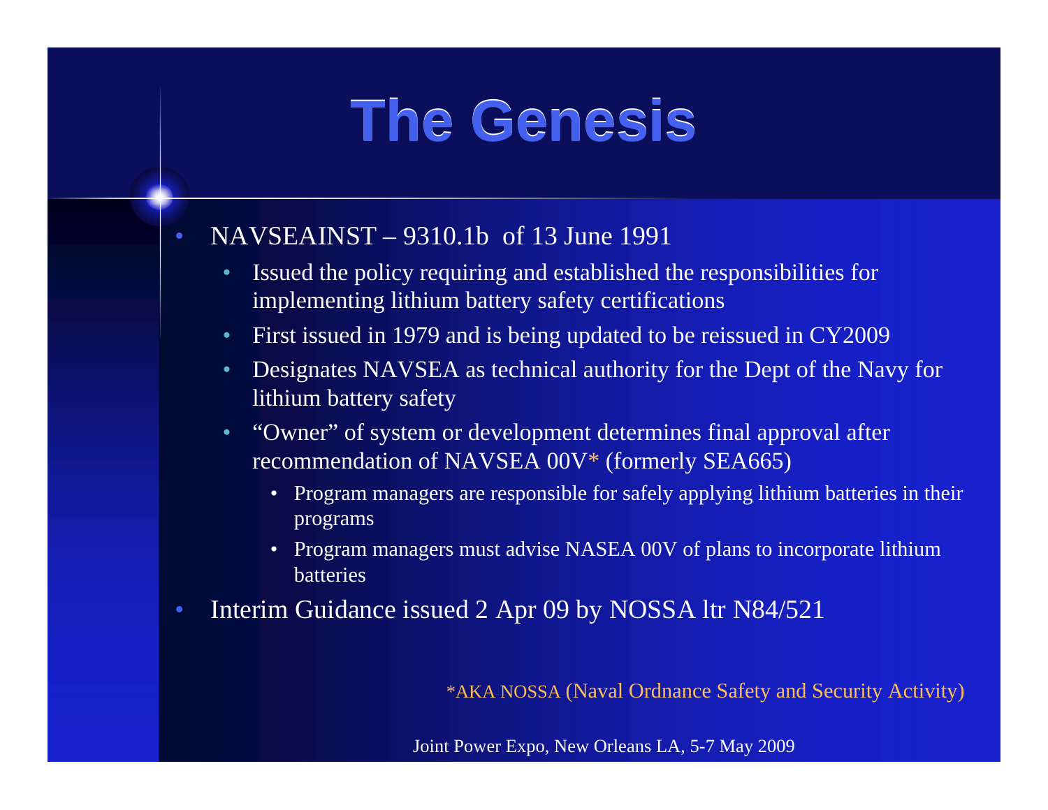# The Genesis

- NAVSEAINST – 9310.1b of 13 June 1991
  - Issued the policy requiring and established the responsibilities for implementing lithium battery safety certifications
  - First issued in 1979 and is being updated to be reissued in CY2009
  - Designates NAVSEA as technical authority for the Dept of the Navy for lithium battery safety
  - "Owner" of system or development determines final approval after recommendation of NAVSEA 00V* (formerly SEA665)
    - Program managers are responsible for safely applying lithium batteries in their programs
    - Program managers must advise NASEA 00V of plans to incorporate lithium batteries
- Interim Guidance issued 2 Apr 09 by NOSSA ltr N84/521

*AKA NOSSA (Naval Ordnance Safety and Security Activity)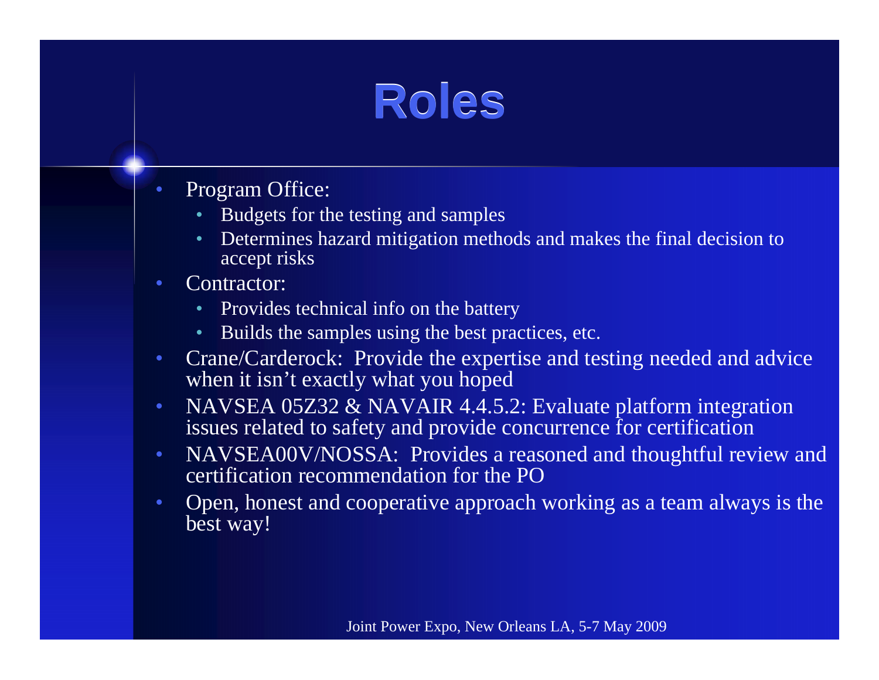# Roles

- Program Office:
  - Budgets for the testing and samples
  - Determines hazard mitigation methods and makes the final decision to accept risks
- Contractor:
  - Provides technical info on the battery
  - Builds the samples using the best practices, etc.
- Crane/Carderock: Provide the expertise and testing needed and advice when it isn't exactly what you hoped
- NAVSEA 05Z32 & NAVAIR 4.4.5.2: Evaluate platform integration issues related to safety and provide concurrence for certification
- NAVSEA00V/NOSSA: Provides a reasoned and thoughtful review and certification recommendation for the PO
- Open, honest and cooperative approach working as a team always is the best way!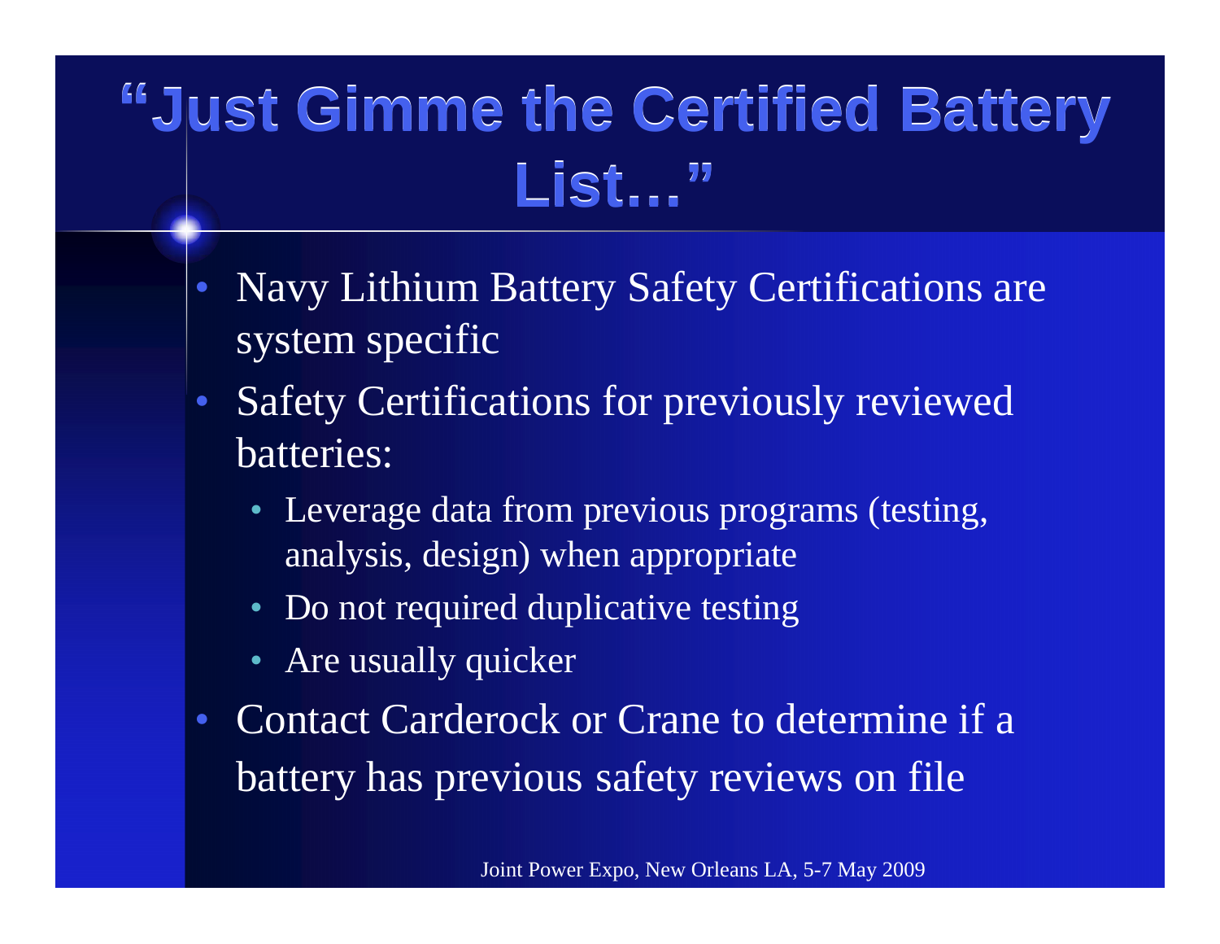# "Just Gimme the Certified Battery List…"

- Navy Lithium Battery Safety Certifications are system specific
- Safety Certifications for previously reviewed batteries:
  - Leverage data from previous programs (testing, analysis, design) when appropriate
  - Do not required duplicative testing
  - Are usually quicker
- Contact Carderock or Crane to determine if a battery has previous safety reviews on file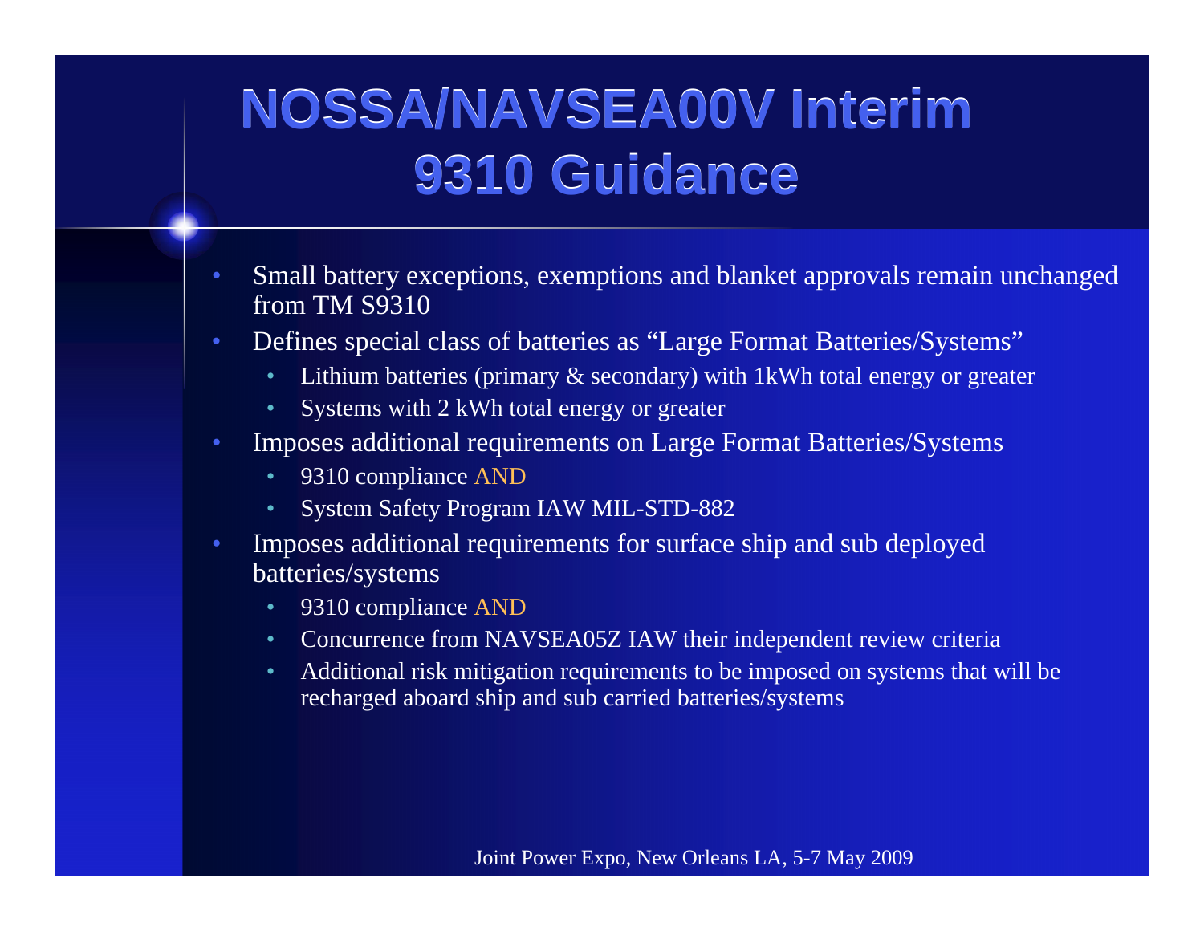# NOSSA/NAVSEA00V Interim 9310 Guidance

- Small battery exceptions, exemptions and blanket approvals remain unchanged from TM S9310
- Defines special class of batteries as "Large Format Batteries/Systems"
  - Lithium batteries (primary & secondary) with 1kWh total energy or greater
  - Systems with 2 kWh total energy or greater
- Imposes additional requirements on Large Format Batteries/Systems
  - 9310 compliance AND
  - System Safety Program IAW MIL-STD-882
- Imposes additional requirements for surface ship and sub deployed batteries/systems
  - 9310 compliance AND
  - Concurrence from NAVSEA05Z IAW their independent review criteria
  - Additional risk mitigation requirements to be imposed on systems that will be recharged aboard ship and sub carried batteries/systems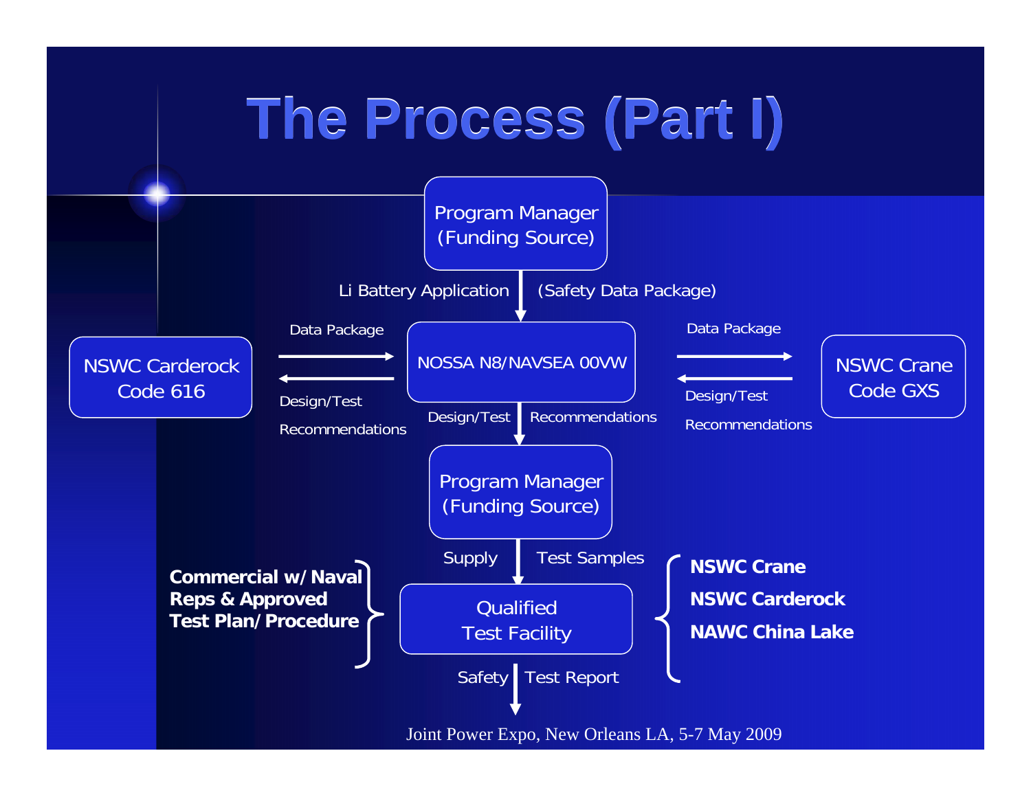# The Process (Part I)

Program Manager (Funding Source)

Li Battery Application | (Safety Data Package)

NSWC Carderock Code 616

Data Package →
← Design/Test Recommendations

NOSSA N8/NAVSEA 00VW

Data Package →
← Design/Test Recommendations

NSWC Crane Code GXS

Design/Test | Recommendations

Program Manager (Funding Source)

Supply | Test Samples

**Commercial w/ Naval Reps & Approved Test Plan/ Procedure**

Qualified Test Facility

**NSWC Crane**
**NSWC Carderock**
**NAWC China Lake**

Safety | Test Report

Joint Power Expo, New Orleans LA, 5-7 May 2009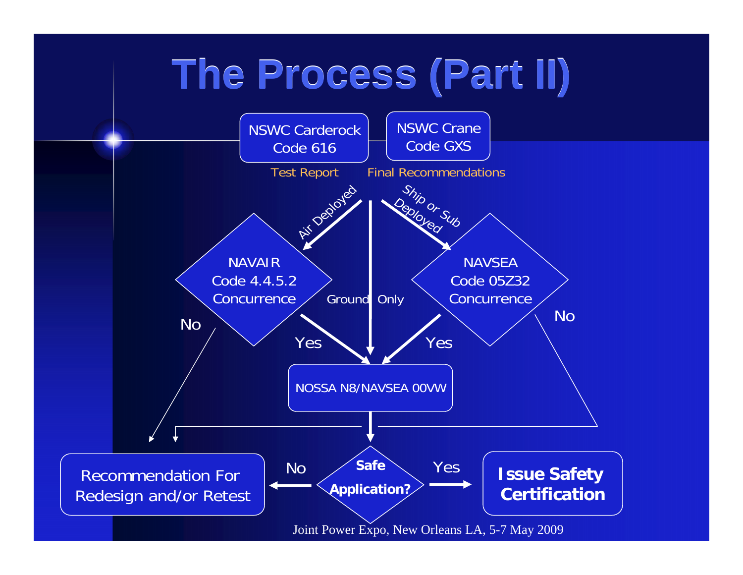# The Process (Part II)

NSWC Carderock Code 616 — Test Report

NSWC Crane Code GXS — Final Recommendations

Air Deployed → NAVAIR Code 4.4.5.2 Concurrence

Ground Only

Ship or Sub Deployed → NAVSEA Code 05Z32 Concurrence

No

Yes

Yes

No

NOSSA N8/NAVSEA 00VW

Safe Application?

No → Recommendation For Redesign and/or Retest

Yes → **Issue Safety Certification**

Joint Power Expo, New Orleans LA, 5-7 May 2009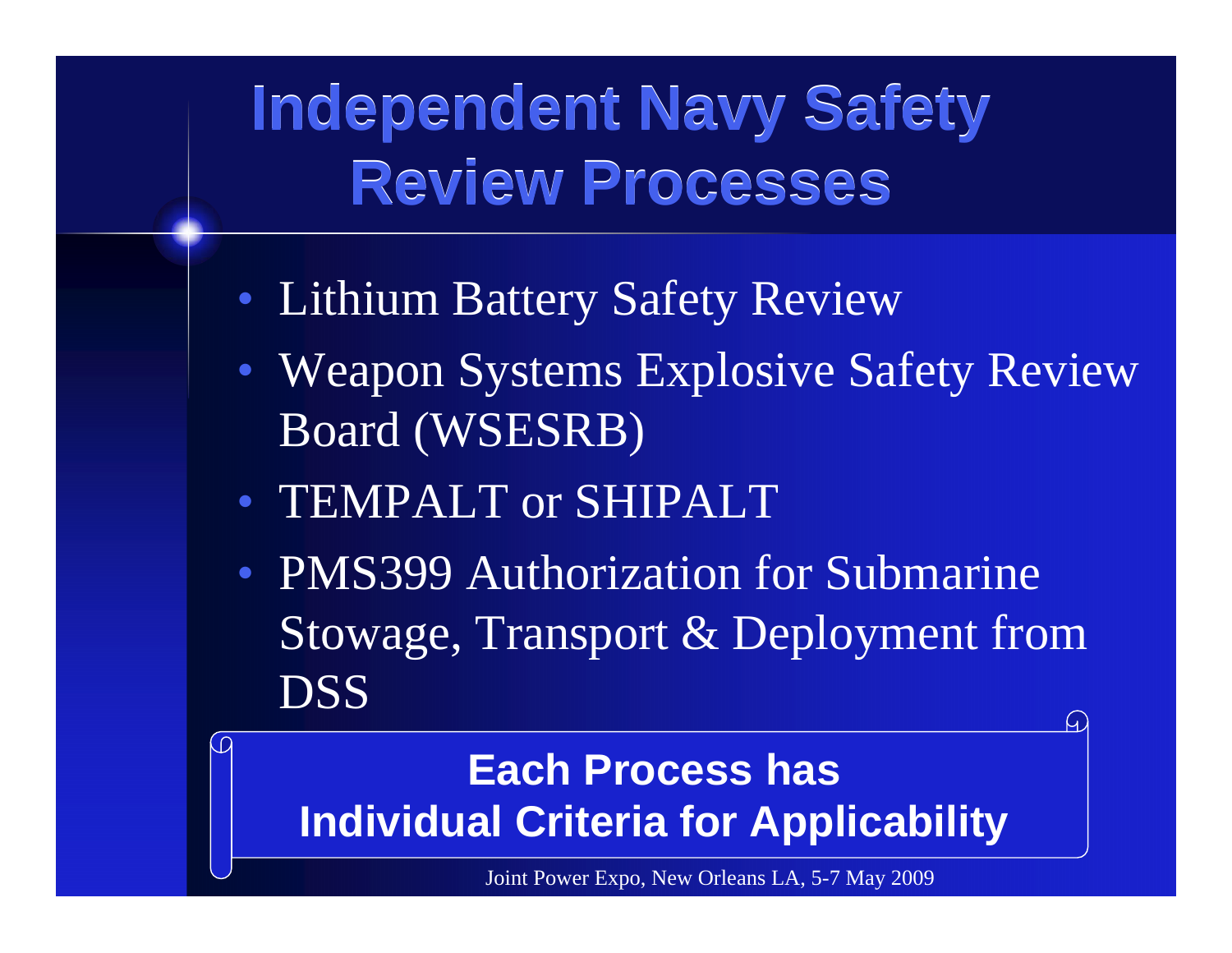# Independent Navy Safety Review Processes

- Lithium Battery Safety Review
- Weapon Systems Explosive Safety Review Board (WSESRB)
- TEMPALT or SHIPALT
- PMS399 Authorization for Submarine Stowage, Transport & Deployment from DSS

**Each Process has Individual Criteria for Applicability**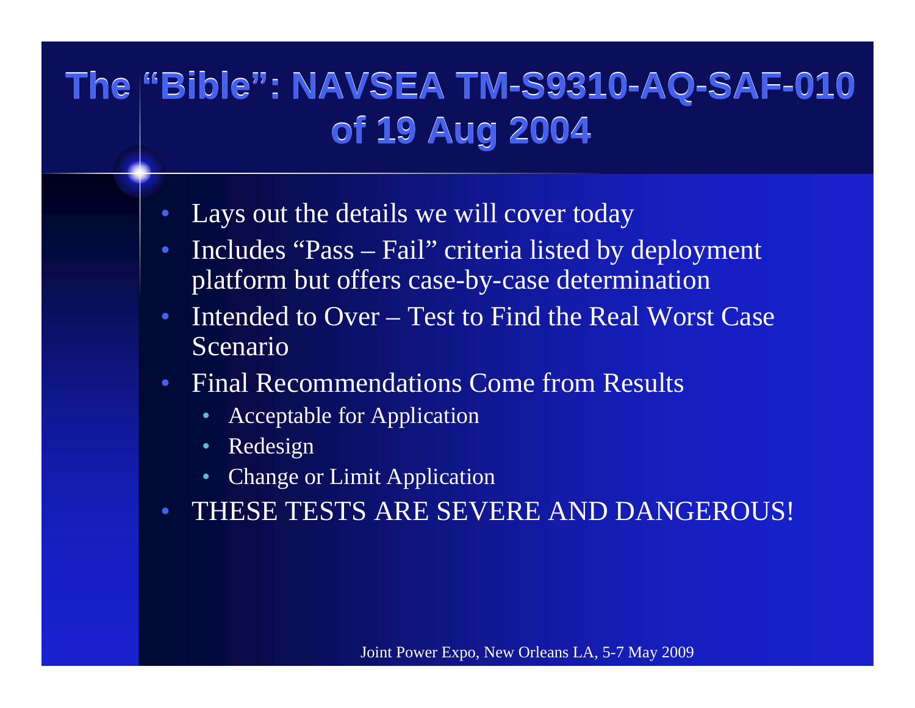# The "Bible": NAVSEA TM-S9310-AQ-SAF-010 of 19 Aug 2004

- Lays out the details we will cover today
- Includes "Pass – Fail" criteria listed by deployment platform but offers case-by-case determination
- Intended to Over – Test to Find the Real Worst Case Scenario
- Final Recommendations Come from Results
  - Acceptable for Application
  - Redesign
  - Change or Limit Application
- THESE TESTS ARE SEVERE AND DANGEROUS!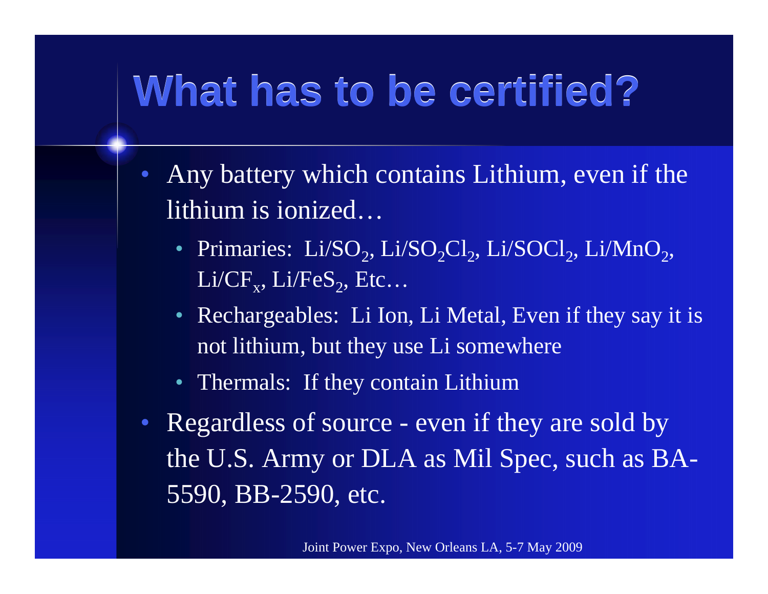# What has to be certified?

- Any battery which contains Lithium, even if the lithium is ionized…
  - Primaries: Li/$SO_2$, Li/$SO_2Cl_2$, Li/$SOCl_2$, Li/$MnO_2$, Li/$CF_x$, Li/$FeS_2$, Etc…
  - Rechargeables: Li Ion, Li Metal, Even if they say it is not lithium, but they use Li somewhere
  - Thermals: If they contain Lithium
- Regardless of source - even if they are sold by the U.S. Army or DLA as Mil Spec, such as BA-5590, BB-2590, etc.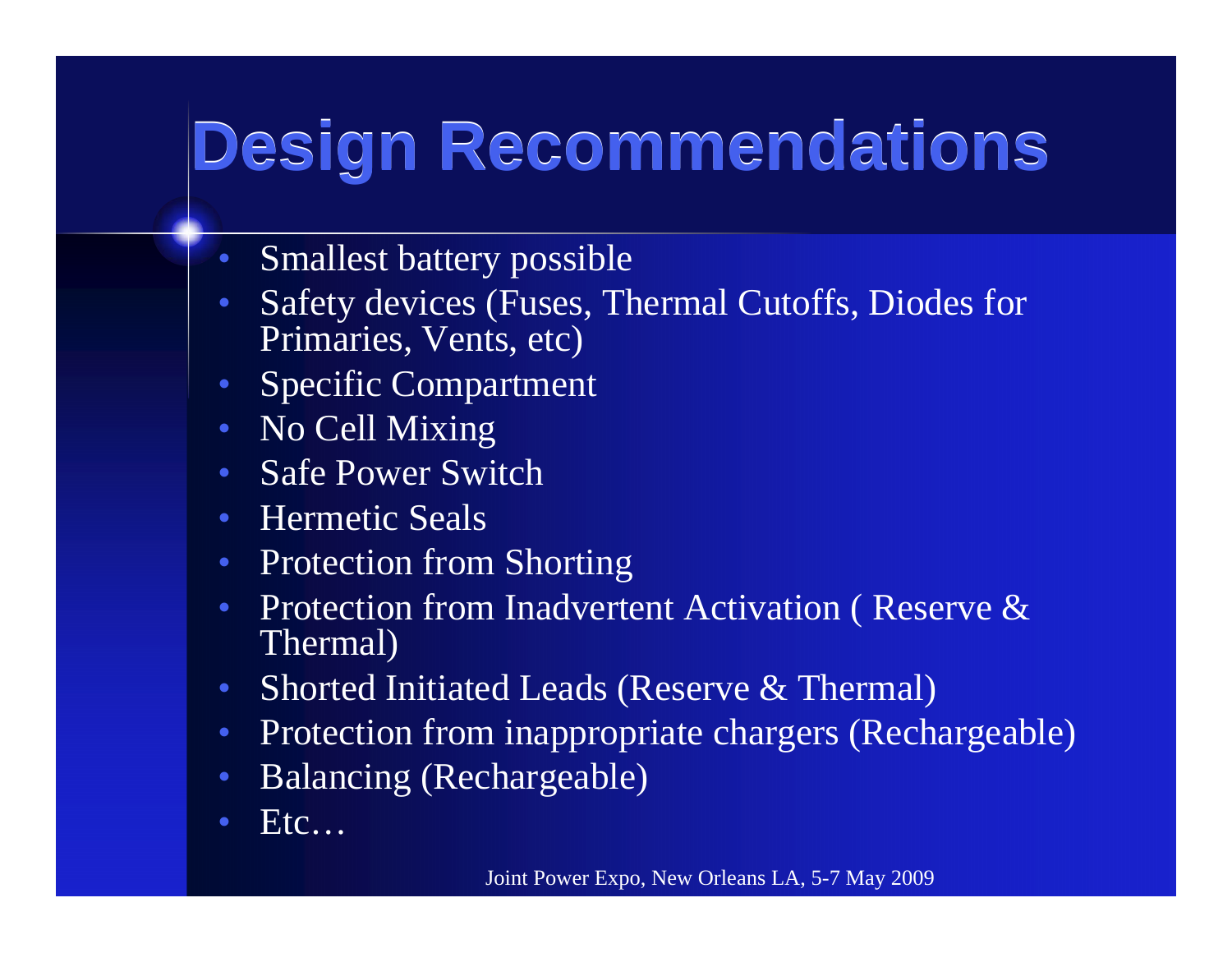# Design Recommendations

- Smallest battery possible
- Safety devices (Fuses, Thermal Cutoffs, Diodes for Primaries, Vents, etc)
- Specific Compartment
- No Cell Mixing
- Safe Power Switch
- Hermetic Seals
- Protection from Shorting
- Protection from Inadvertent Activation ( Reserve & Thermal)
- Shorted Initiated Leads (Reserve & Thermal)
- Protection from inappropriate chargers (Rechargeable)
- Balancing (Rechargeable)
- Etc…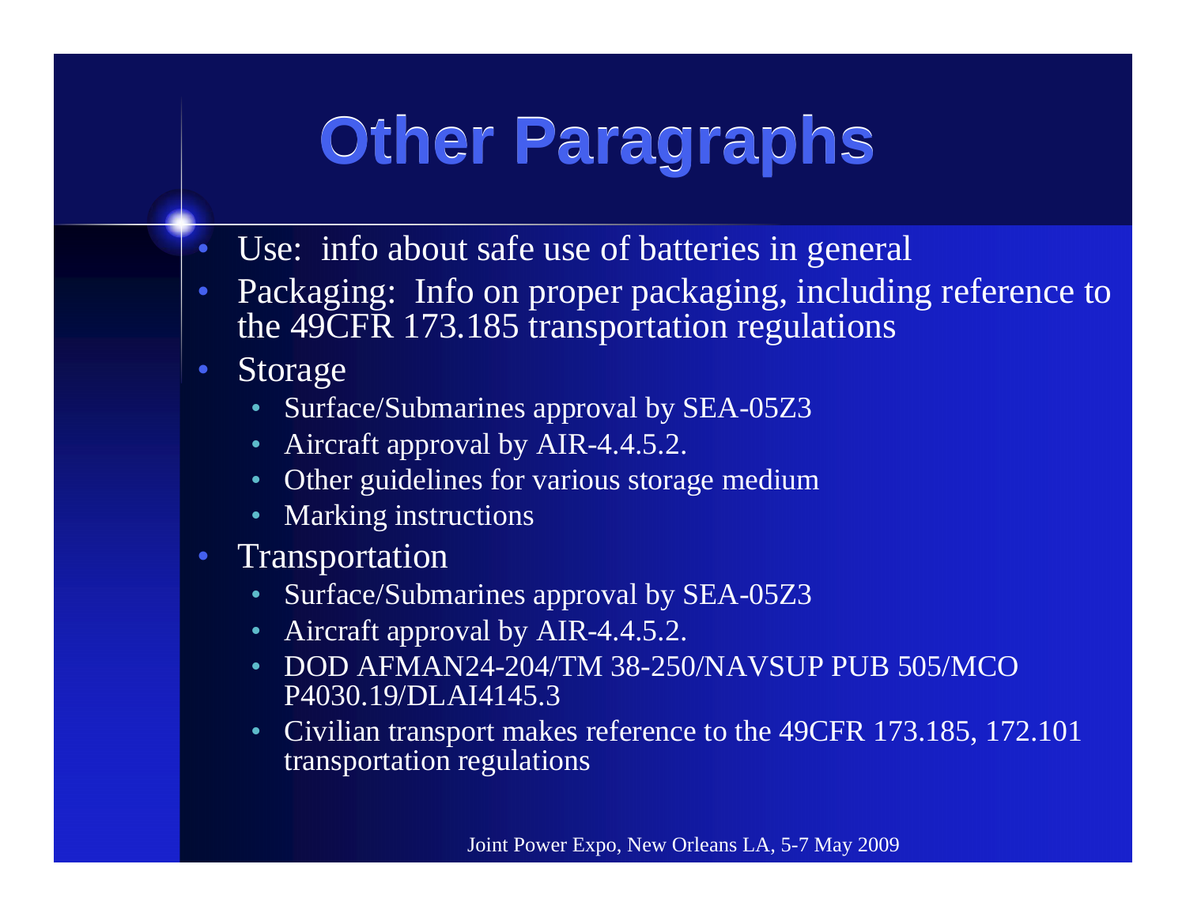# Other Paragraphs

- Use: info about safe use of batteries in general
- Packaging: Info on proper packaging, including reference to the 49CFR 173.185 transportation regulations
- Storage
  - Surface/Submarines approval by SEA-05Z3
  - Aircraft approval by AIR-4.4.5.2.
  - Other guidelines for various storage medium
  - Marking instructions
- Transportation
  - Surface/Submarines approval by SEA-05Z3
  - Aircraft approval by AIR-4.4.5.2.
  - DOD AFMAN24-204/TM 38-250/NAVSUP PUB 505/MCO P4030.19/DLAI4145.3
  - Civilian transport makes reference to the 49CFR 173.185, 172.101 transportation regulations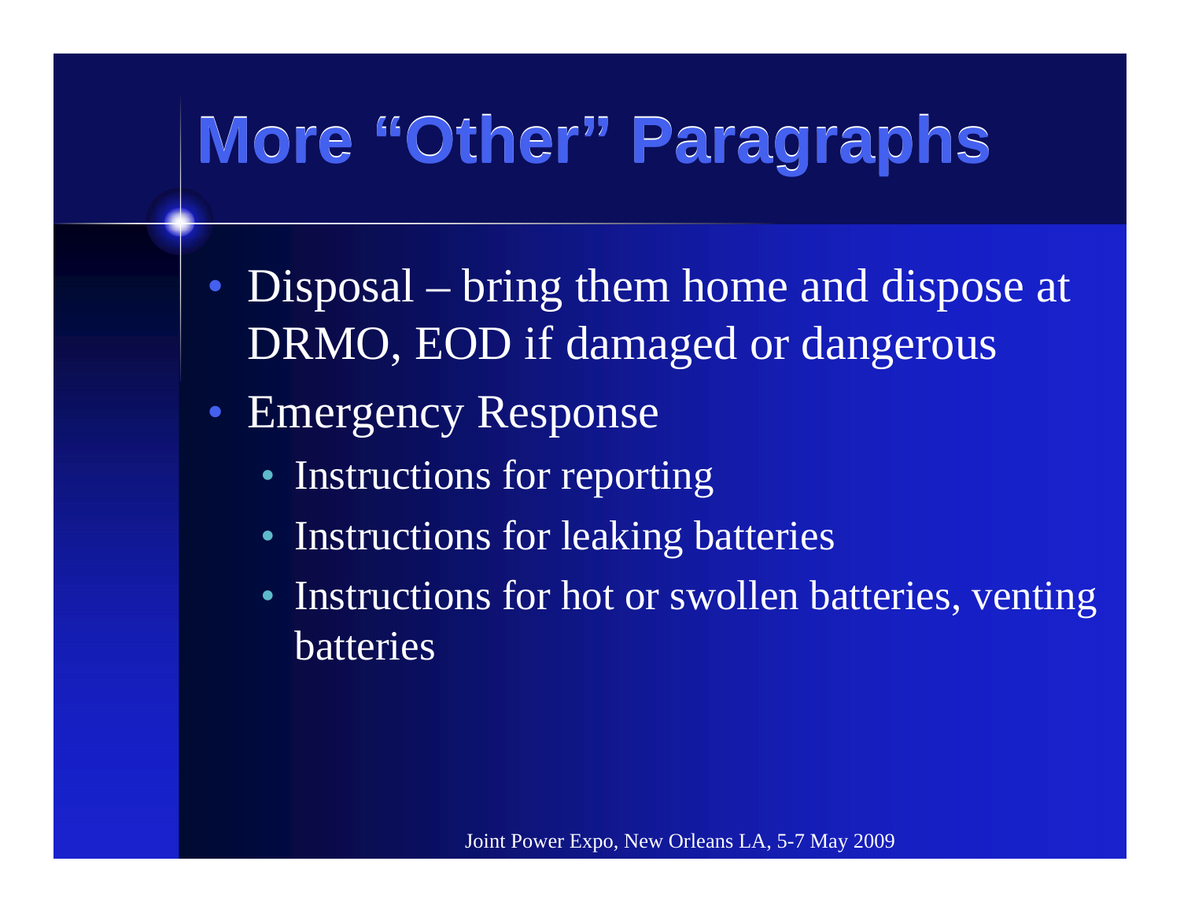# More "Other" Paragraphs

- Disposal – bring them home and dispose at DRMO, EOD if damaged or dangerous
- Emergency Response
  - Instructions for reporting
  - Instructions for leaking batteries
  - Instructions for hot or swollen batteries, venting batteries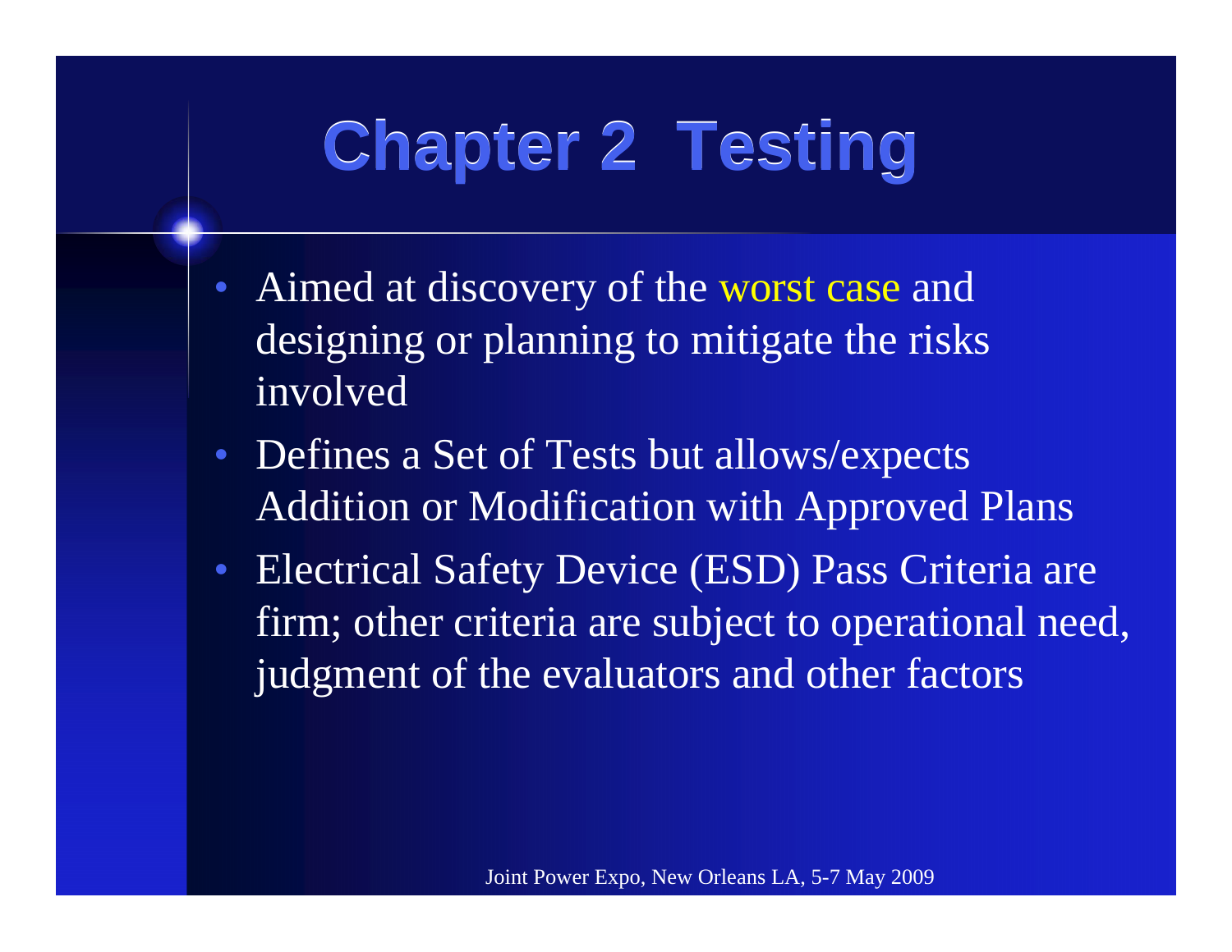# Chapter 2 Testing

- Aimed at discovery of the worst case and designing or planning to mitigate the risks involved
- Defines a Set of Tests but allows/expects Addition or Modification with Approved Plans
- Electrical Safety Device (ESD) Pass Criteria are firm; other criteria are subject to operational need, judgment of the evaluators and other factors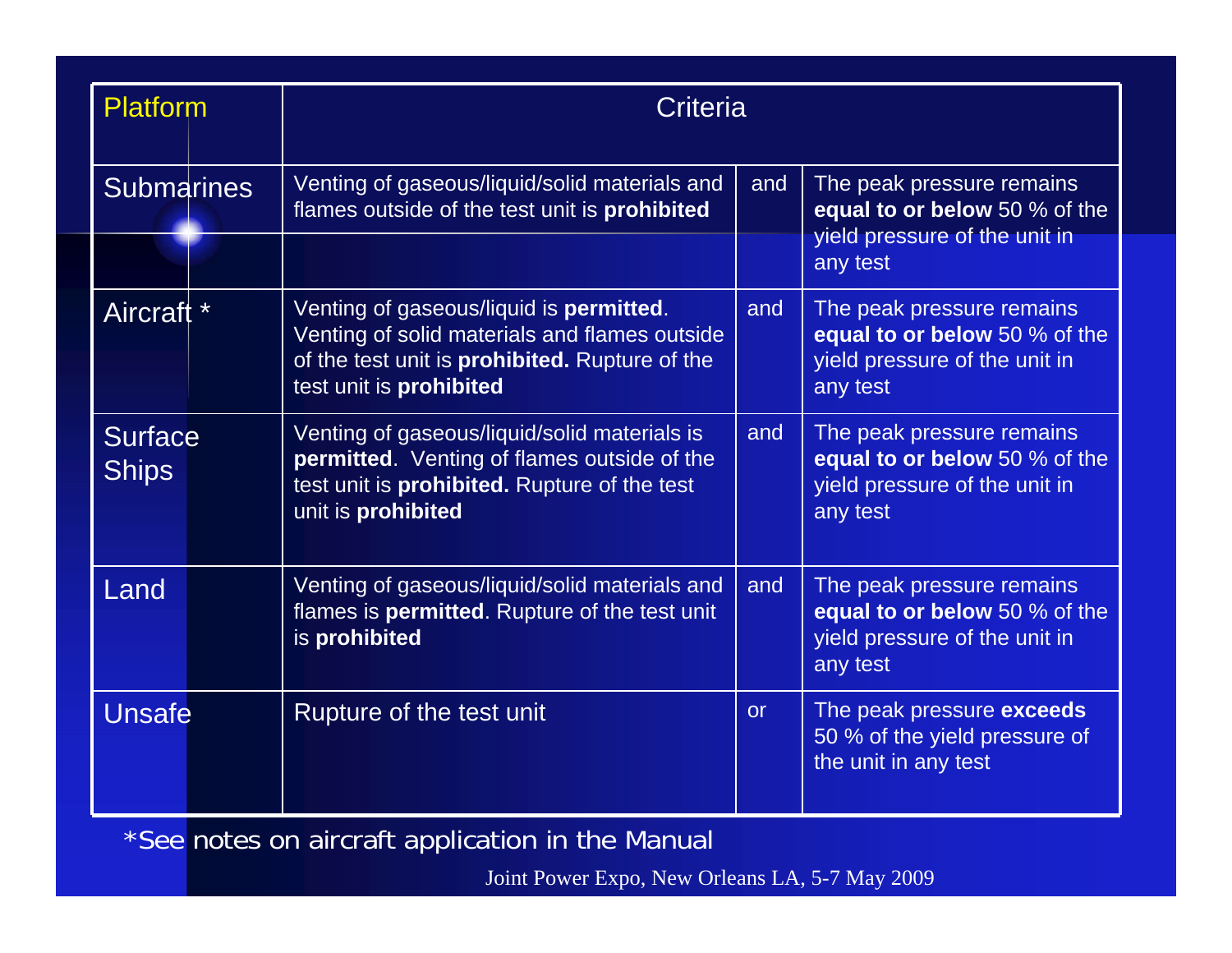| Platform | Criteria | | |
|---|---|---|---|
| Submarines | Venting of gaseous/liquid/solid materials and flames outside of the test unit is **prohibited** | and | The peak pressure remains **equal to or below** 50 % of the yield pressure of the unit in any test |
| Aircraft * | Venting of gaseous/liquid is **permitted**. Venting of solid materials and flames outside of the test unit is **prohibited.** Rupture of the test unit is **prohibited** | and | The peak pressure remains **equal to or below** 50 % of the yield pressure of the unit in any test |
| Surface Ships | Venting of gaseous/liquid/solid materials is **permitted**. Venting of flames outside of the test unit is **prohibited.** Rupture of the test unit is **prohibited** | and | The peak pressure remains **equal to or below** 50 % of the yield pressure of the unit in any test |
| Land | Venting of gaseous/liquid/solid materials and flames is **permitted**. Rupture of the test unit is **prohibited** | and | The peak pressure remains **equal to or below** 50 % of the yield pressure of the unit in any test |
| Unsafe | Rupture of the test unit | or | The peak pressure **exceeds** 50 % of the yield pressure of the unit in any test |

*See notes on aircraft application in the Manual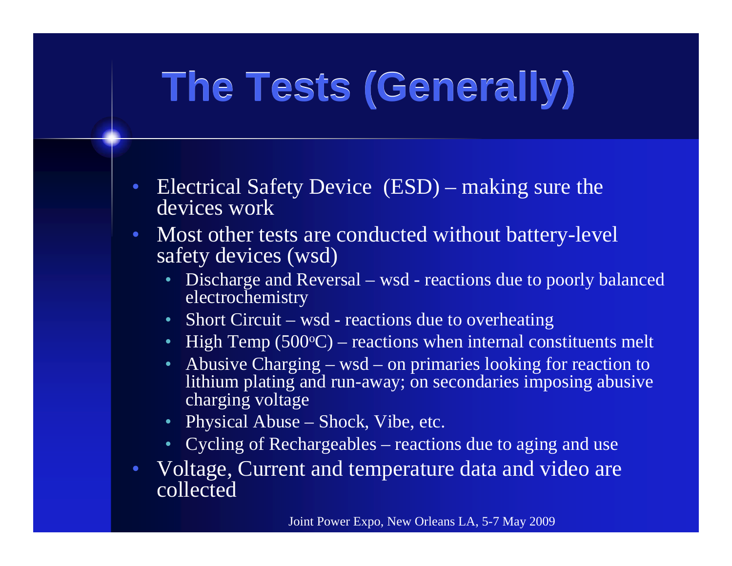# The Tests (Generally)

- Electrical Safety Device (ESD) – making sure the devices work
- Most other tests are conducted without battery-level safety devices (wsd)
  - Discharge and Reversal – wsd - reactions due to poorly balanced electrochemistry
  - Short Circuit – wsd - reactions due to overheating
  - High Temp (500$^{o}$C) – reactions when internal constituents melt
  - Abusive Charging – wsd – on primaries looking for reaction to lithium plating and run-away; on secondaries imposing abusive charging voltage
  - Physical Abuse – Shock, Vibe, etc.
  - Cycling of Rechargeables – reactions due to aging and use
- Voltage, Current and temperature data and video are collected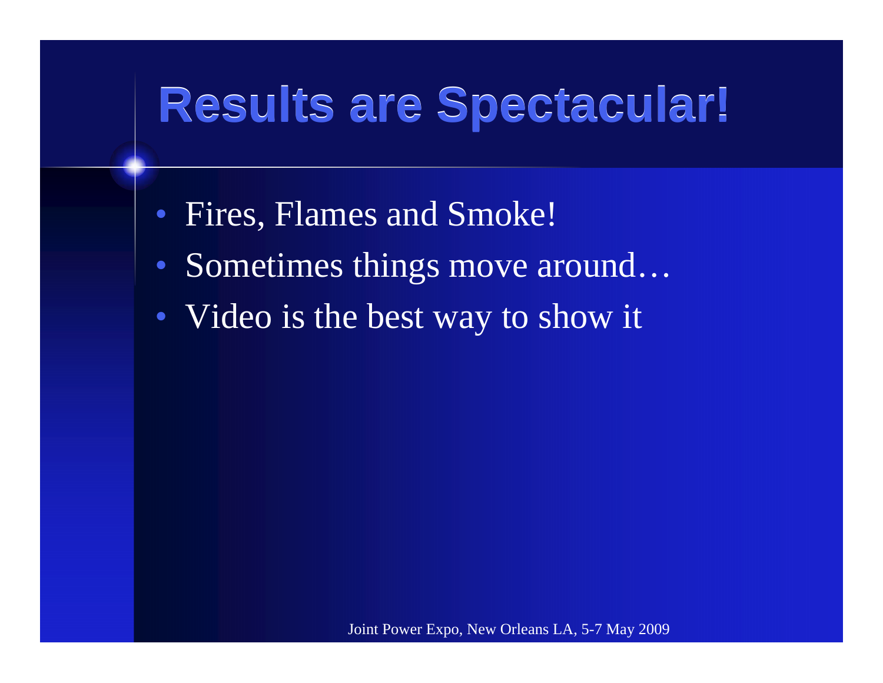# Results are Spectacular!

- Fires, Flames and Smoke!
- Sometimes things move around…
- Video is the best way to show it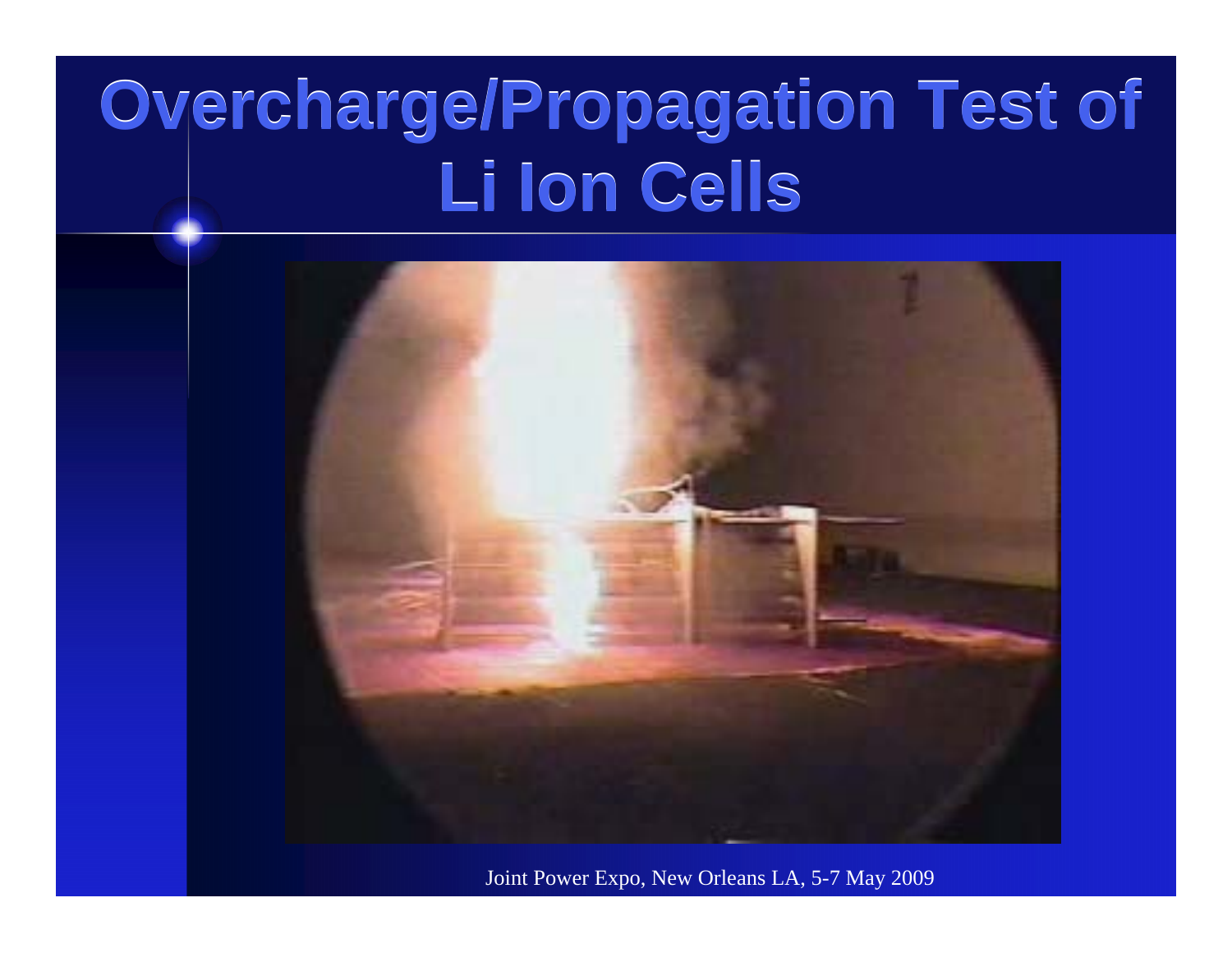# Overcharge/Propagation Test of Li Ion Cells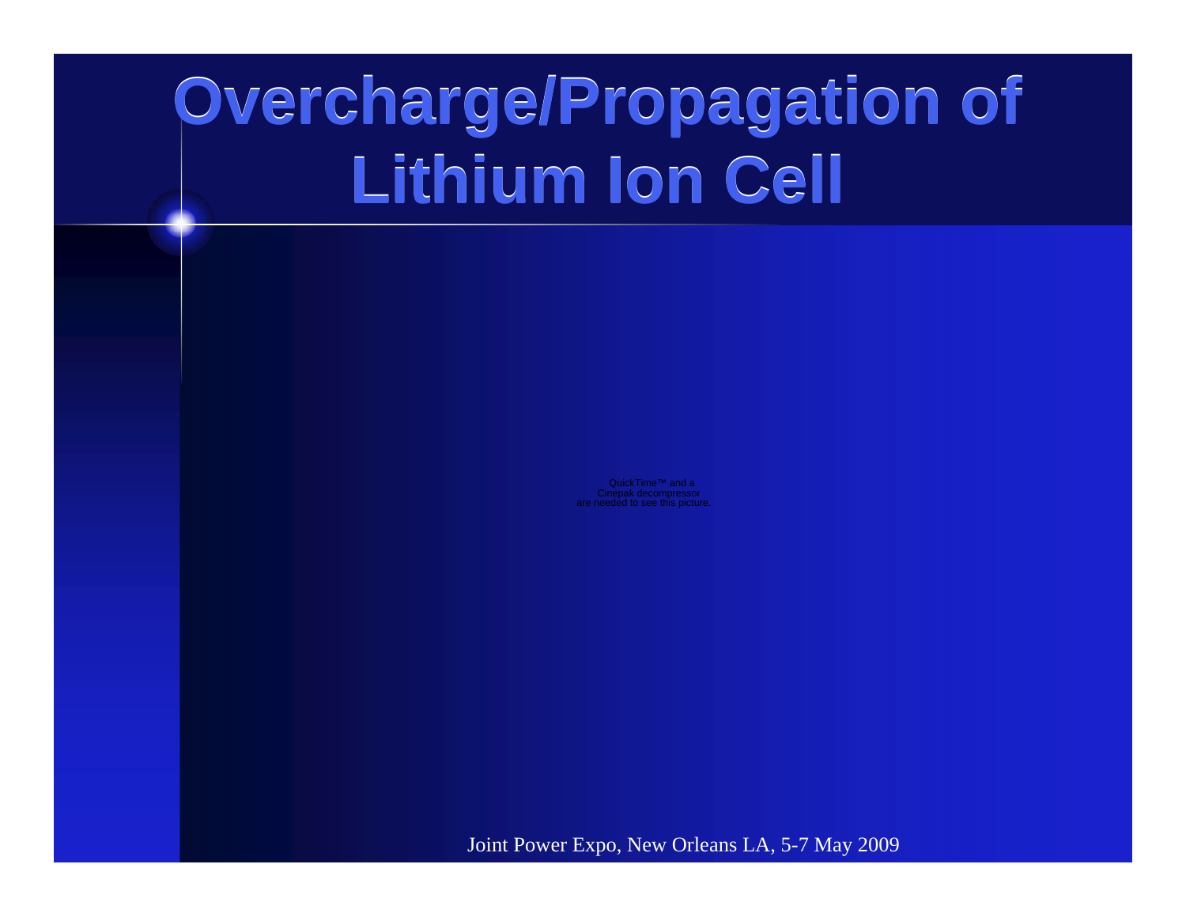# Overcharge/Propagation of Lithium Ion Cell

QuickTime™ and a
Cinepak decompressor
are needed to see this picture.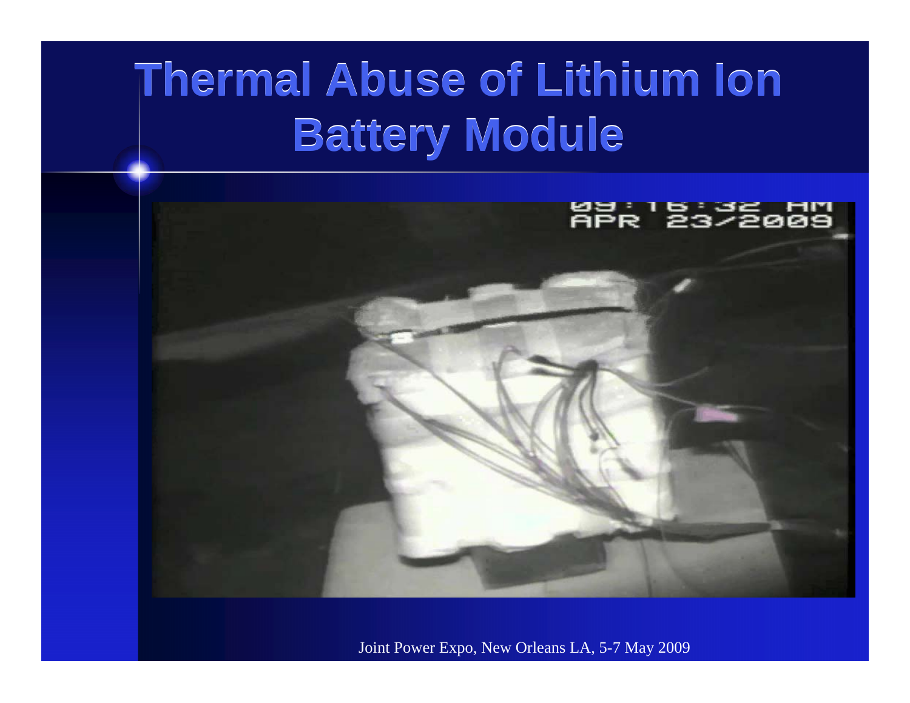# Thermal Abuse of Lithium Ion Battery Module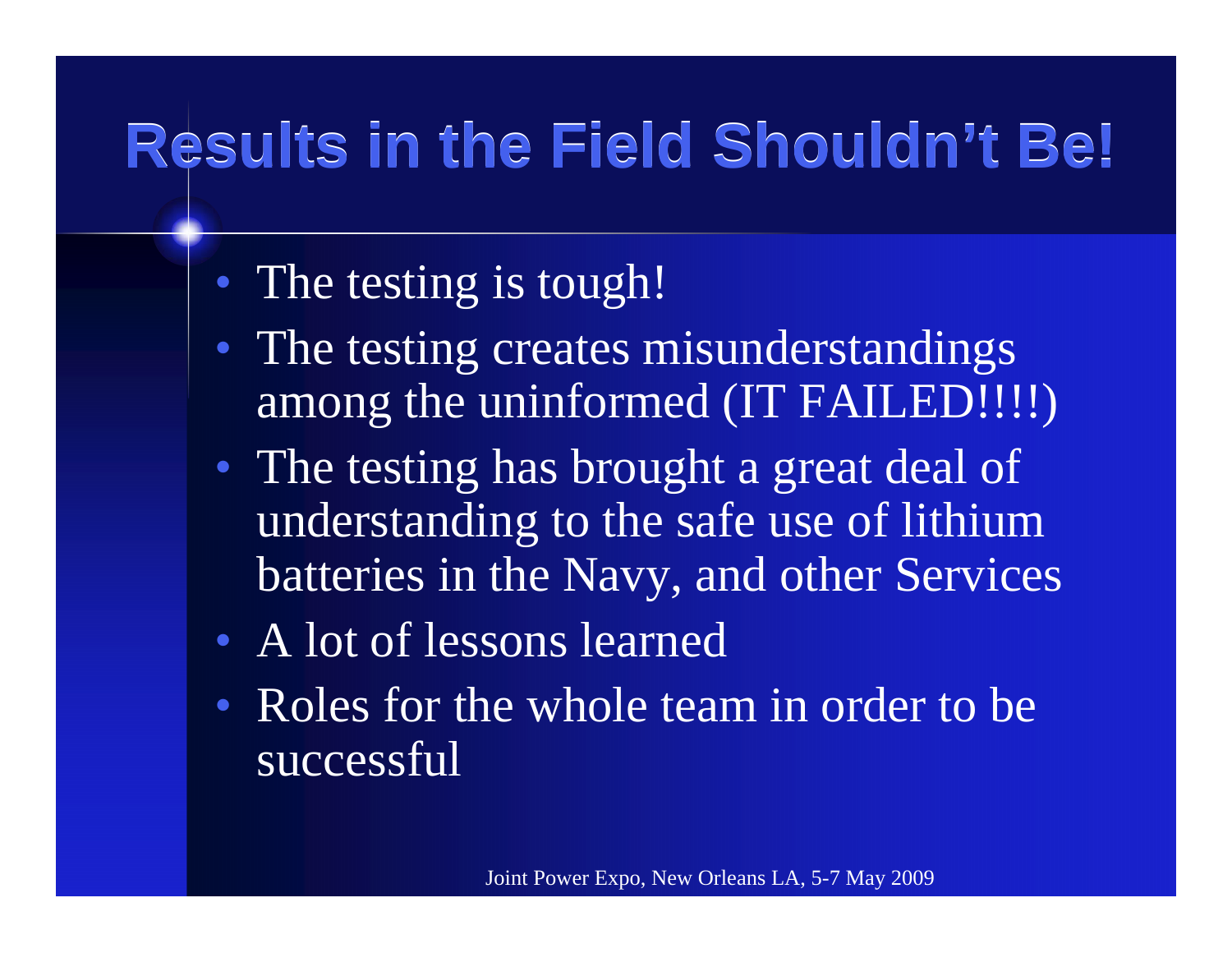# Results in the Field Shouldn't Be!

- The testing is tough!
- The testing creates misunderstandings among the uninformed (IT FAILED!!!!)
- The testing has brought a great deal of understanding to the safe use of lithium batteries in the Navy, and other Services
- A lot of lessons learned
- Roles for the whole team in order to be successful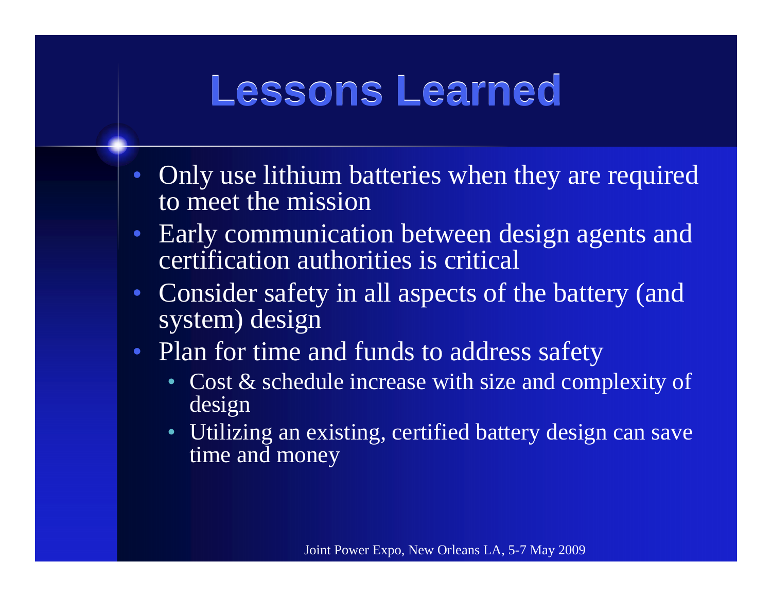# Lessons Learned

- Only use lithium batteries when they are required to meet the mission
- Early communication between design agents and certification authorities is critical
- Consider safety in all aspects of the battery (and system) design
- Plan for time and funds to address safety
  - Cost & schedule increase with size and complexity of design
  - Utilizing an existing, certified battery design can save time and money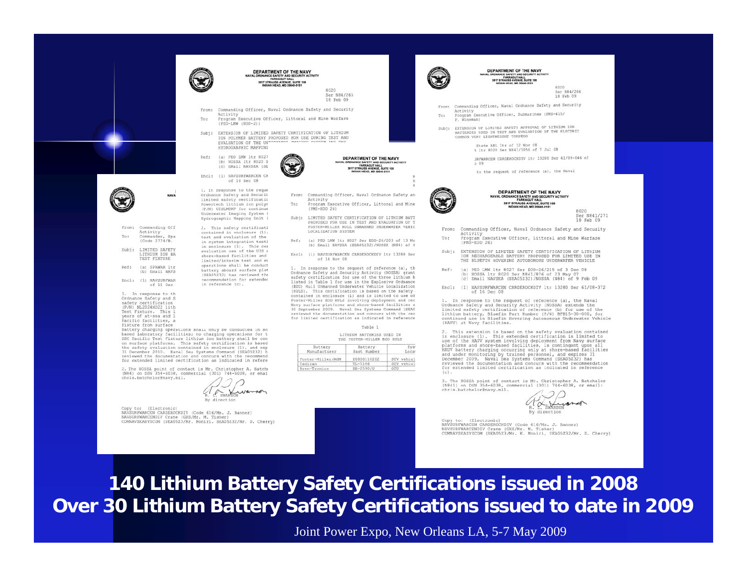**140 Lithium Battery Safety Certifications issued in 2008**

**Over 30 Lithium Battery Safety Certifications issued to date in 2009**

Joint Power Expo, New Orleans LA, 5-7 May 2009